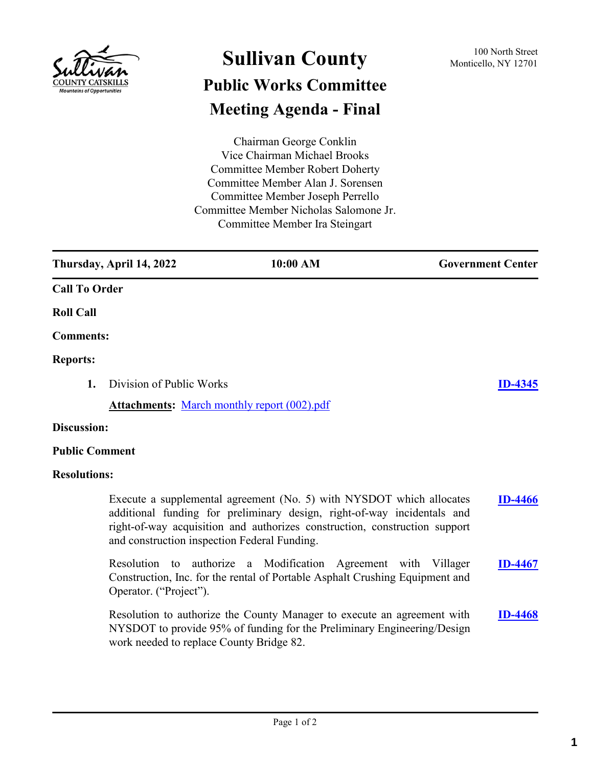# Sullivan County

100 North Street
Monticello, NY 12701

## Public Works Committee

## Meeting Agenda - Final

Chairman George Conklin
Vice Chairman Michael Brooks
Committee Member Robert Doherty
Committee Member Alan J. Sorensen
Committee Member Joseph Perrello
Committee Member Nicholas Salomone Jr.
Committee Member Ira Steingart

**Thursday, April 14, 2022** | **10:00 AM** | **Government Center**

**Call To Order**

**Roll Call**

**Comments:**

**Reports:**

**1.** Division of Public Works — **ID-4345**

**Attachments:** March monthly report (002).pdf

**Discussion:**

**Public Comment**

**Resolutions:**

Execute a supplemental agreement (No. 5) with NYSDOT which allocates additional funding for preliminary design, right-of-way incidentals and right-of-way acquisition and authorizes construction, construction support and construction inspection Federal Funding. — **ID-4466**

Resolution to authorize a Modification Agreement with Villager Construction, Inc. for the rental of Portable Asphalt Crushing Equipment and Operator. ("Project"). — **ID-4467**

Resolution to authorize the County Manager to execute an agreement with NYSDOT to provide 95% of funding for the Preliminary Engineering/Design work needed to replace County Bridge 82. — **ID-4468**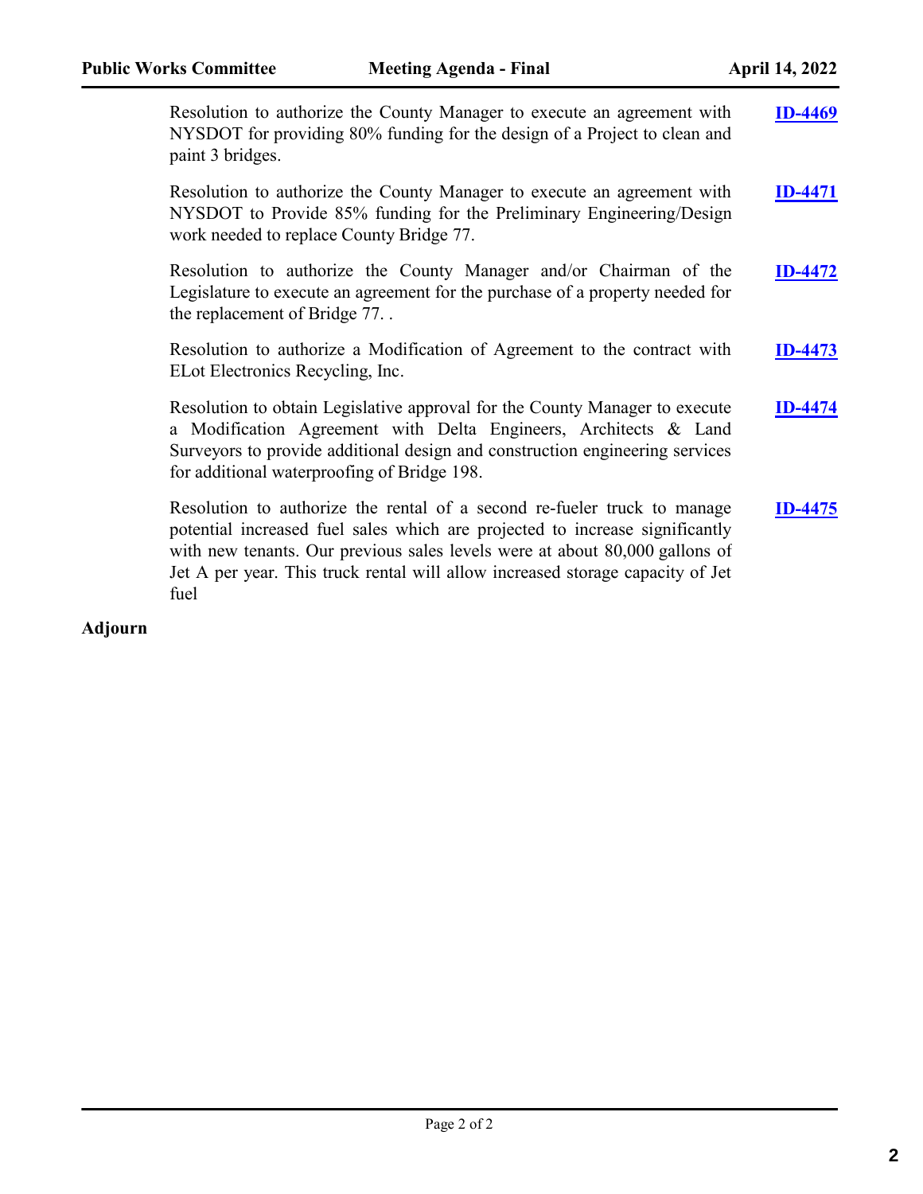Resolution to authorize the County Manager to execute an agreement with NYSDOT for providing 80% funding for the design of a Project to clean and paint 3 bridges. **ID-4469**

Resolution to authorize the County Manager to execute an agreement with NYSDOT to Provide 85% funding for the Preliminary Engineering/Design work needed to replace County Bridge 77. **ID-4471**

Resolution to authorize the County Manager and/or Chairman of the Legislature to execute an agreement for the purchase of a property needed for the replacement of Bridge 77. . **ID-4472**

Resolution to authorize a Modification of Agreement to the contract with ELot Electronics Recycling, Inc. **ID-4473**

Resolution to obtain Legislative approval for the County Manager to execute a Modification Agreement with Delta Engineers, Architects & Land Surveyors to provide additional design and construction engineering services for additional waterproofing of Bridge 198. **ID-4474**

Resolution to authorize the rental of a second re-fueler truck to manage potential increased fuel sales which are projected to increase significantly with new tenants. Our previous sales levels were at about 80,000 gallons of Jet A per year. This truck rental will allow increased storage capacity of Jet fuel **ID-4475**

**Adjourn**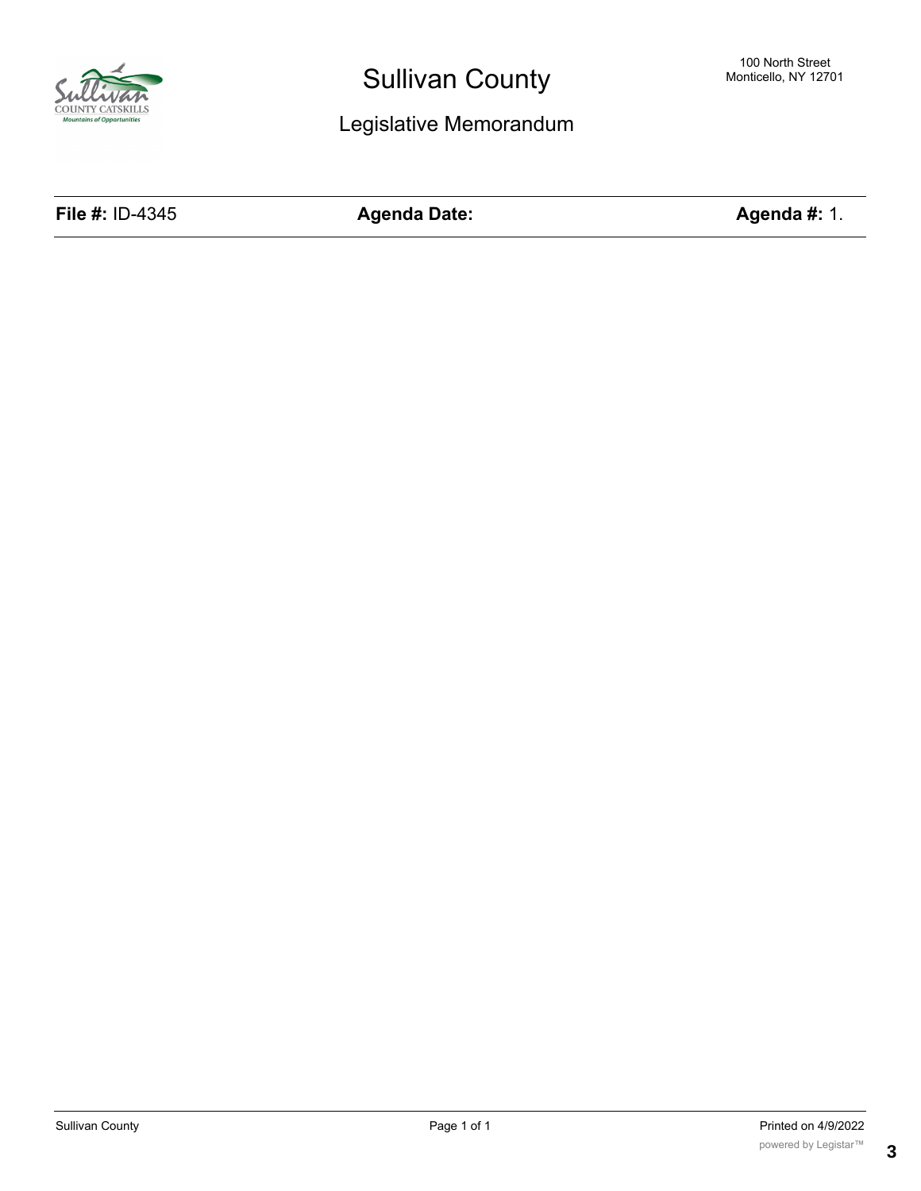# Sullivan County

100 North Street
Monticello, NY 12701

## Legislative Memorandum

| **File #:** ID-4345 | **Agenda Date:** | **Agenda #:** 1. |
| --- | --- | --- |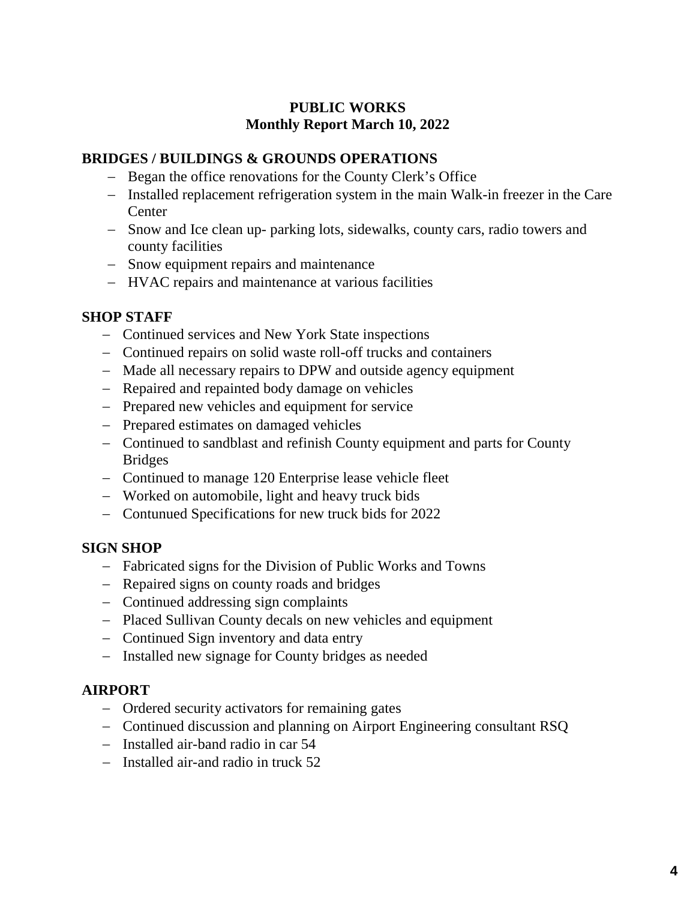**PUBLIC WORKS**
**Monthly Report March 10, 2022**

## BRIDGES / BUILDINGS & GROUNDS OPERATIONS

- Began the office renovations for the County Clerk's Office
- Installed replacement refrigeration system in the main Walk-in freezer in the Care Center
- Snow and Ice clean up- parking lots, sidewalks, county cars, radio towers and county facilities
- Snow equipment repairs and maintenance
- HVAC repairs and maintenance at various facilities

## SHOP STAFF

- Continued services and New York State inspections
- Continued repairs on solid waste roll-off trucks and containers
- Made all necessary repairs to DPW and outside agency equipment
- Repaired and repainted body damage on vehicles
- Prepared new vehicles and equipment for service
- Prepared estimates on damaged vehicles
- Continued to sandblast and refinish County equipment and parts for County Bridges
- Continued to manage 120 Enterprise lease vehicle fleet
- Worked on automobile, light and heavy truck bids
- Contunued Specifications for new truck bids for 2022

## SIGN SHOP

- Fabricated signs for the Division of Public Works and Towns
- Repaired signs on county roads and bridges
- Continued addressing sign complaints
- Placed Sullivan County decals on new vehicles and equipment
- Continued Sign inventory and data entry
- Installed new signage for County bridges as needed

## AIRPORT

- Ordered security activators for remaining gates
- Continued discussion and planning on Airport Engineering consultant RSQ
- Installed air-band radio in car 54
- Installed air-and radio in truck 52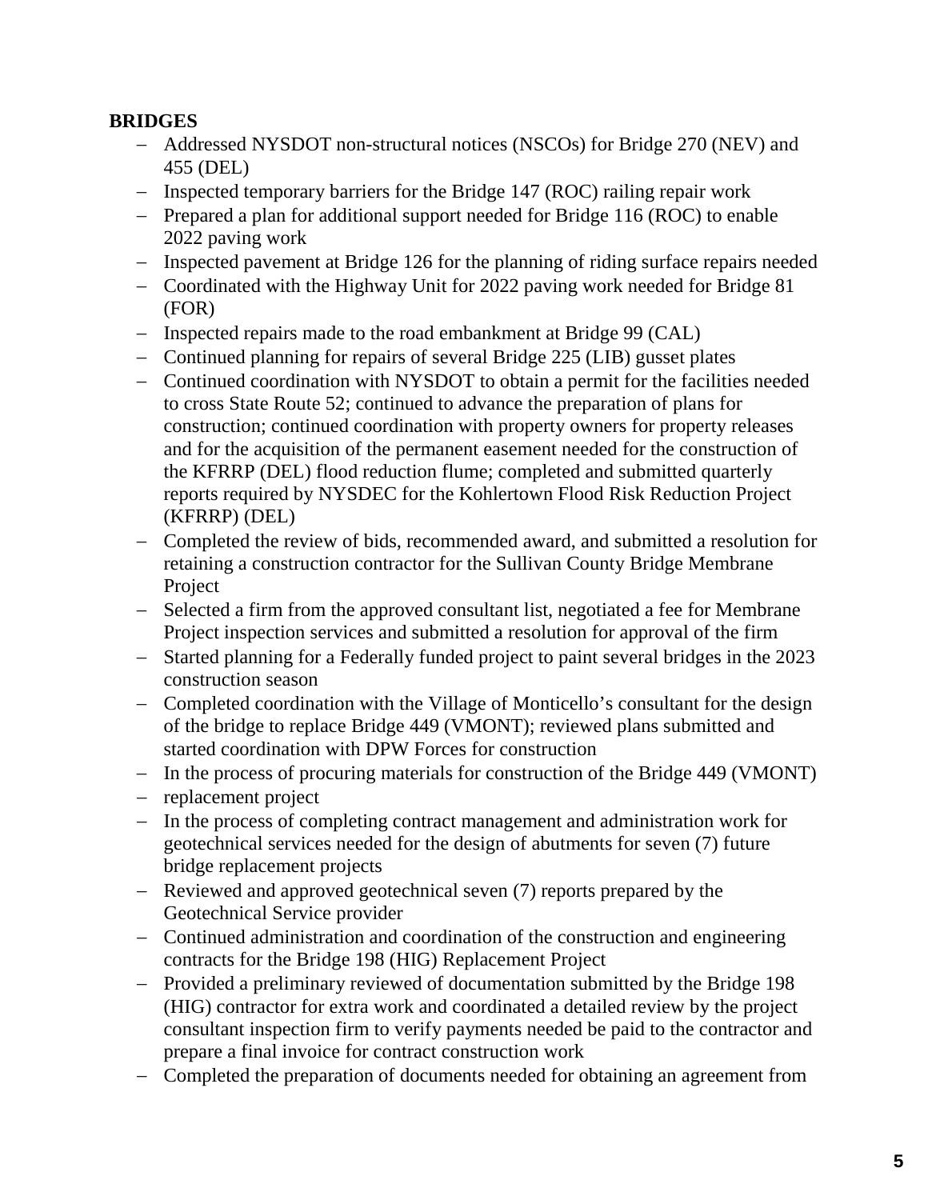**BRIDGES**

- Addressed NYSDOT non-structural notices (NSCOs) for Bridge 270 (NEV) and 455 (DEL)
- Inspected temporary barriers for the Bridge 147 (ROC) railing repair work
- Prepared a plan for additional support needed for Bridge 116 (ROC) to enable 2022 paving work
- Inspected pavement at Bridge 126 for the planning of riding surface repairs needed
- Coordinated with the Highway Unit for 2022 paving work needed for Bridge 81 (FOR)
- Inspected repairs made to the road embankment at Bridge 99 (CAL)
- Continued planning for repairs of several Bridge 225 (LIB) gusset plates
- Continued coordination with NYSDOT to obtain a permit for the facilities needed to cross State Route 52; continued to advance the preparation of plans for construction; continued coordination with property owners for property releases and for the acquisition of the permanent easement needed for the construction of the KFRRP (DEL) flood reduction flume; completed and submitted quarterly reports required by NYSDEC for the Kohlertown Flood Risk Reduction Project (KFRRP) (DEL)
- Completed the review of bids, recommended award, and submitted a resolution for retaining a construction contractor for the Sullivan County Bridge Membrane Project
- Selected a firm from the approved consultant list, negotiated a fee for Membrane Project inspection services and submitted a resolution for approval of the firm
- Started planning for a Federally funded project to paint several bridges in the 2023 construction season
- Completed coordination with the Village of Monticello's consultant for the design of the bridge to replace Bridge 449 (VMONT); reviewed plans submitted and started coordination with DPW Forces for construction
- In the process of procuring materials for construction of the Bridge 449 (VMONT)
- replacement project
- In the process of completing contract management and administration work for geotechnical services needed for the design of abutments for seven (7) future bridge replacement projects
- Reviewed and approved geotechnical seven (7) reports prepared by the Geotechnical Service provider
- Continued administration and coordination of the construction and engineering contracts for the Bridge 198 (HIG) Replacement Project
- Provided a preliminary reviewed of documentation submitted by the Bridge 198 (HIG) contractor for extra work and coordinated a detailed review by the project consultant inspection firm to verify payments needed be paid to the contractor and prepare a final invoice for contract construction work
- Completed the preparation of documents needed for obtaining an agreement from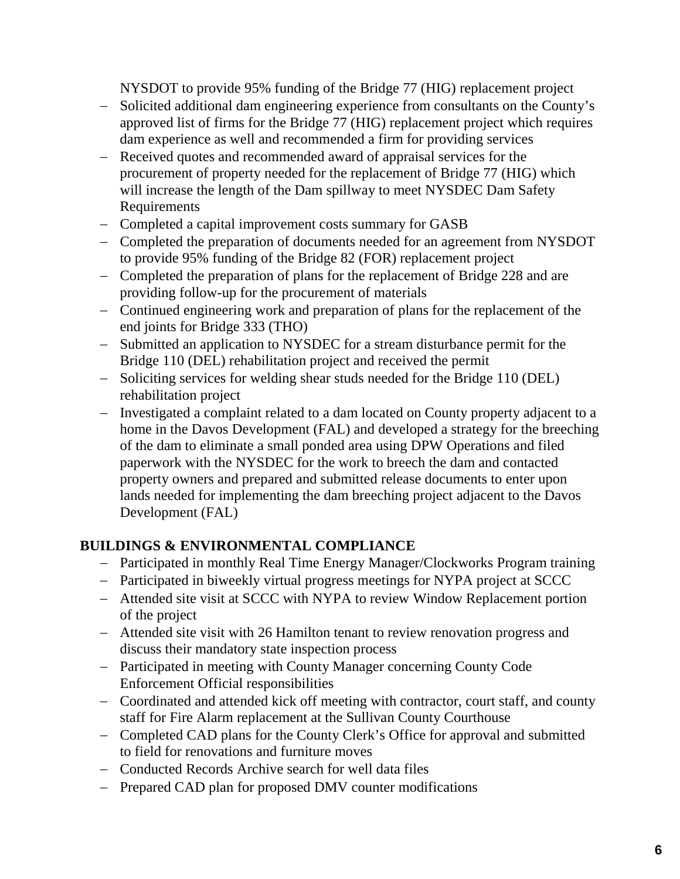NYSDOT to provide 95% funding of the Bridge 77 (HIG) replacement project

- Solicited additional dam engineering experience from consultants on the County's approved list of firms for the Bridge 77 (HIG) replacement project which requires dam experience as well and recommended a firm for providing services
- Received quotes and recommended award of appraisal services for the procurement of property needed for the replacement of Bridge 77 (HIG) which will increase the length of the Dam spillway to meet NYSDEC Dam Safety Requirements
- Completed a capital improvement costs summary for GASB
- Completed the preparation of documents needed for an agreement from NYSDOT to provide 95% funding of the Bridge 82 (FOR) replacement project
- Completed the preparation of plans for the replacement of Bridge 228 and are providing follow-up for the procurement of materials
- Continued engineering work and preparation of plans for the replacement of the end joints for Bridge 333 (THO)
- Submitted an application to NYSDEC for a stream disturbance permit for the Bridge 110 (DEL) rehabilitation project and received the permit
- Soliciting services for welding shear studs needed for the Bridge 110 (DEL) rehabilitation project
- Investigated a complaint related to a dam located on County property adjacent to a home in the Davos Development (FAL) and developed a strategy for the breeching of the dam to eliminate a small ponded area using DPW Operations and filed paperwork with the NYSDEC for the work to breech the dam and contacted property owners and prepared and submitted release documents to enter upon lands needed for implementing the dam breeching project adjacent to the Davos Development (FAL)

**BUILDINGS & ENVIRONMENTAL COMPLIANCE**

- Participated in monthly Real Time Energy Manager/Clockworks Program training
- Participated in biweekly virtual progress meetings for NYPA project at SCCC
- Attended site visit at SCCC with NYPA to review Window Replacement portion of the project
- Attended site visit with 26 Hamilton tenant to review renovation progress and discuss their mandatory state inspection process
- Participated in meeting with County Manager concerning County Code Enforcement Official responsibilities
- Coordinated and attended kick off meeting with contractor, court staff, and county staff for Fire Alarm replacement at the Sullivan County Courthouse
- Completed CAD plans for the County Clerk's Office for approval and submitted to field for renovations and furniture moves
- Conducted Records Archive search for well data files
- Prepared CAD plan for proposed DMV counter modifications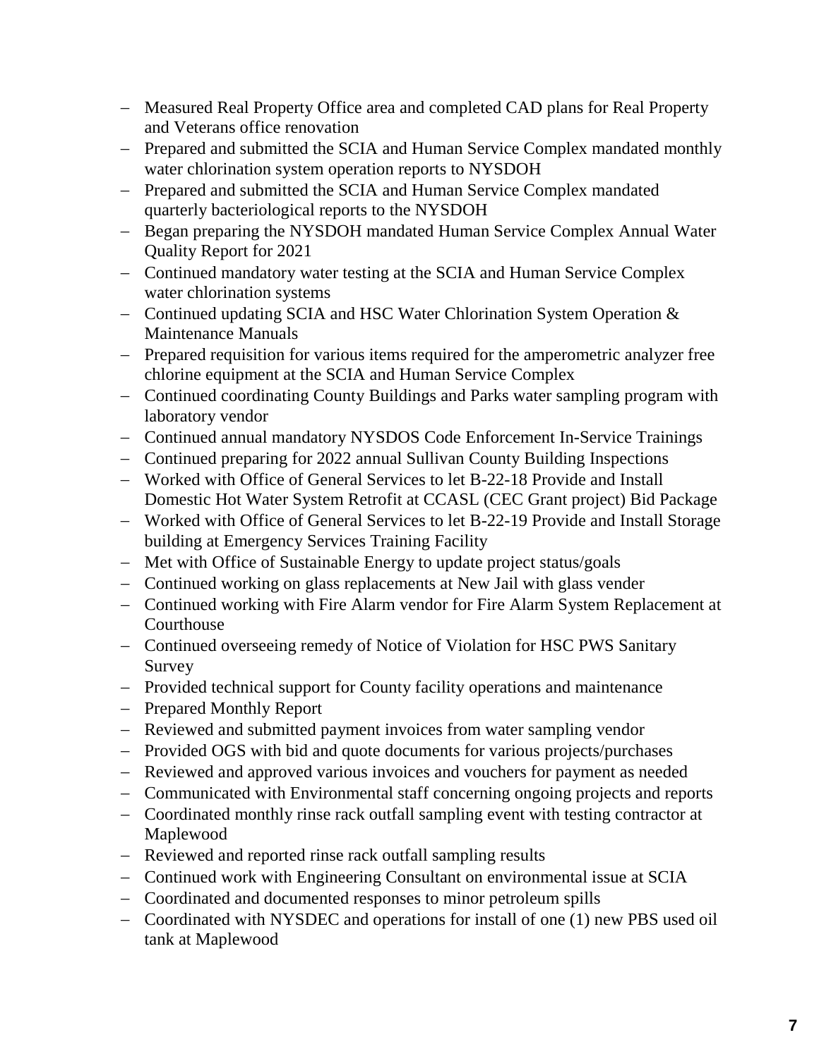- Measured Real Property Office area and completed CAD plans for Real Property and Veterans office renovation
- Prepared and submitted the SCIA and Human Service Complex mandated monthly water chlorination system operation reports to NYSDOH
- Prepared and submitted the SCIA and Human Service Complex mandated quarterly bacteriological reports to the NYSDOH
- Began preparing the NYSDOH mandated Human Service Complex Annual Water Quality Report for 2021
- Continued mandatory water testing at the SCIA and Human Service Complex water chlorination systems
- Continued updating SCIA and HSC Water Chlorination System Operation & Maintenance Manuals
- Prepared requisition for various items required for the amperometric analyzer free chlorine equipment at the SCIA and Human Service Complex
- Continued coordinating County Buildings and Parks water sampling program with laboratory vendor
- Continued annual mandatory NYSDOS Code Enforcement In-Service Trainings
- Continued preparing for 2022 annual Sullivan County Building Inspections
- Worked with Office of General Services to let B-22-18 Provide and Install Domestic Hot Water System Retrofit at CCASL (CEC Grant project) Bid Package
- Worked with Office of General Services to let B-22-19 Provide and Install Storage building at Emergency Services Training Facility
- Met with Office of Sustainable Energy to update project status/goals
- Continued working on glass replacements at New Jail with glass vender
- Continued working with Fire Alarm vendor for Fire Alarm System Replacement at Courthouse
- Continued overseeing remedy of Notice of Violation for HSC PWS Sanitary Survey
- Provided technical support for County facility operations and maintenance
- Prepared Monthly Report
- Reviewed and submitted payment invoices from water sampling vendor
- Provided OGS with bid and quote documents for various projects/purchases
- Reviewed and approved various invoices and vouchers for payment as needed
- Communicated with Environmental staff concerning ongoing projects and reports
- Coordinated monthly rinse rack outfall sampling event with testing contractor at Maplewood
- Reviewed and reported rinse rack outfall sampling results
- Continued work with Engineering Consultant on environmental issue at SCIA
- Coordinated and documented responses to minor petroleum spills
- Coordinated with NYSDEC and operations for install of one (1) new PBS used oil tank at Maplewood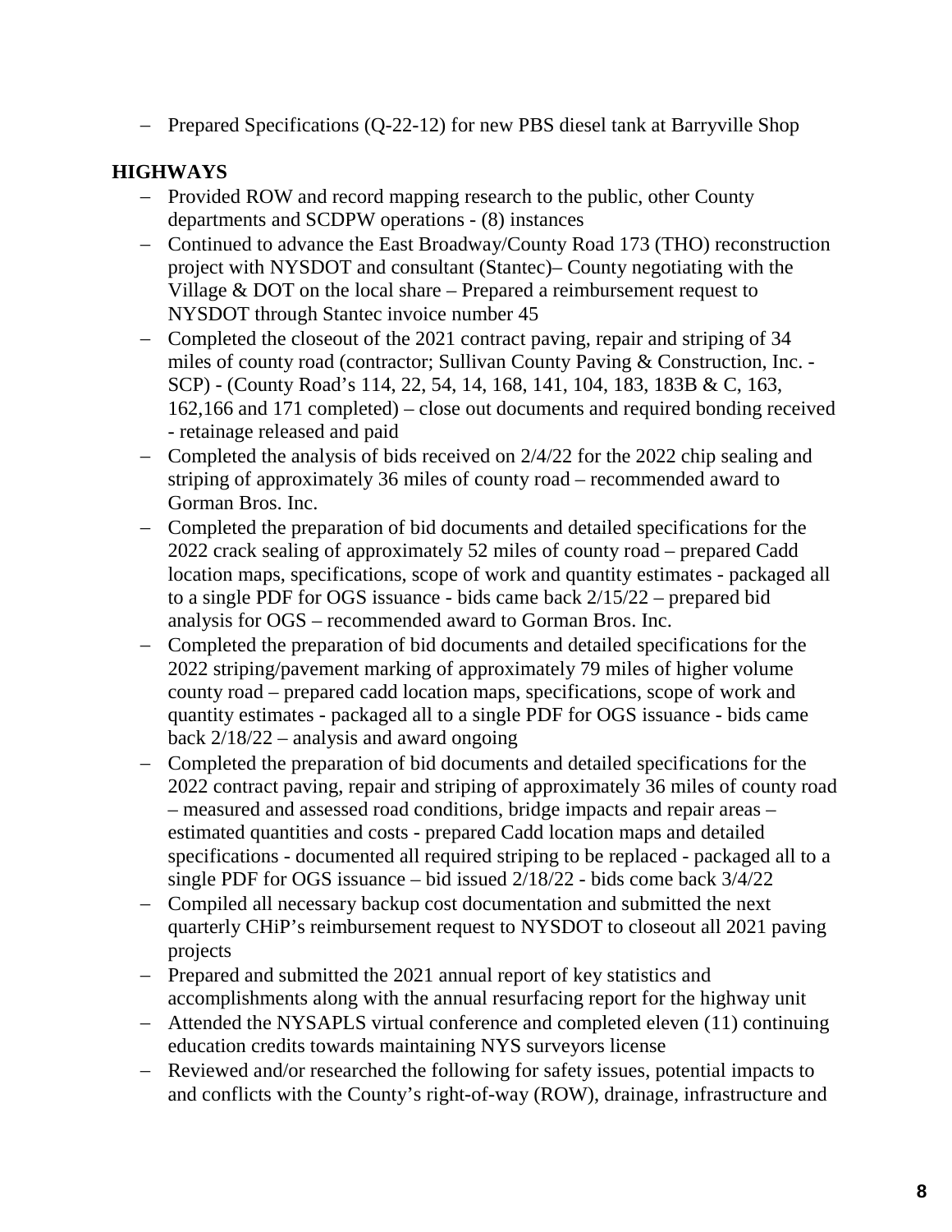- Prepared Specifications (Q-22-12) for new PBS diesel tank at Barryville Shop

**HIGHWAYS**

- Provided ROW and record mapping research to the public, other County departments and SCDPW operations - (8) instances
- Continued to advance the East Broadway/County Road 173 (THO) reconstruction project with NYSDOT and consultant (Stantec)– County negotiating with the Village & DOT on the local share – Prepared a reimbursement request to NYSDOT through Stantec invoice number 45
- Completed the closeout of the 2021 contract paving, repair and striping of 34 miles of county road (contractor; Sullivan County Paving & Construction, Inc. - SCP) - (County Road's 114, 22, 54, 14, 168, 141, 104, 183, 183B & C, 163, 162,166 and 171 completed) – close out documents and required bonding received - retainage released and paid
- Completed the analysis of bids received on 2/4/22 for the 2022 chip sealing and striping of approximately 36 miles of county road – recommended award to Gorman Bros. Inc.
- Completed the preparation of bid documents and detailed specifications for the 2022 crack sealing of approximately 52 miles of county road – prepared Cadd location maps, specifications, scope of work and quantity estimates - packaged all to a single PDF for OGS issuance - bids came back 2/15/22 – prepared bid analysis for OGS – recommended award to Gorman Bros. Inc.
- Completed the preparation of bid documents and detailed specifications for the 2022 striping/pavement marking of approximately 79 miles of higher volume county road – prepared cadd location maps, specifications, scope of work and quantity estimates - packaged all to a single PDF for OGS issuance - bids came back 2/18/22 – analysis and award ongoing
- Completed the preparation of bid documents and detailed specifications for the 2022 contract paving, repair and striping of approximately 36 miles of county road – measured and assessed road conditions, bridge impacts and repair areas – estimated quantities and costs - prepared Cadd location maps and detailed specifications - documented all required striping to be replaced - packaged all to a single PDF for OGS issuance – bid issued 2/18/22 - bids come back 3/4/22
- Compiled all necessary backup cost documentation and submitted the next quarterly CHiP's reimbursement request to NYSDOT to closeout all 2021 paving projects
- Prepared and submitted the 2021 annual report of key statistics and accomplishments along with the annual resurfacing report for the highway unit
- Attended the NYSAPLS virtual conference and completed eleven (11) continuing education credits towards maintaining NYS surveyors license
- Reviewed and/or researched the following for safety issues, potential impacts to and conflicts with the County's right-of-way (ROW), drainage, infrastructure and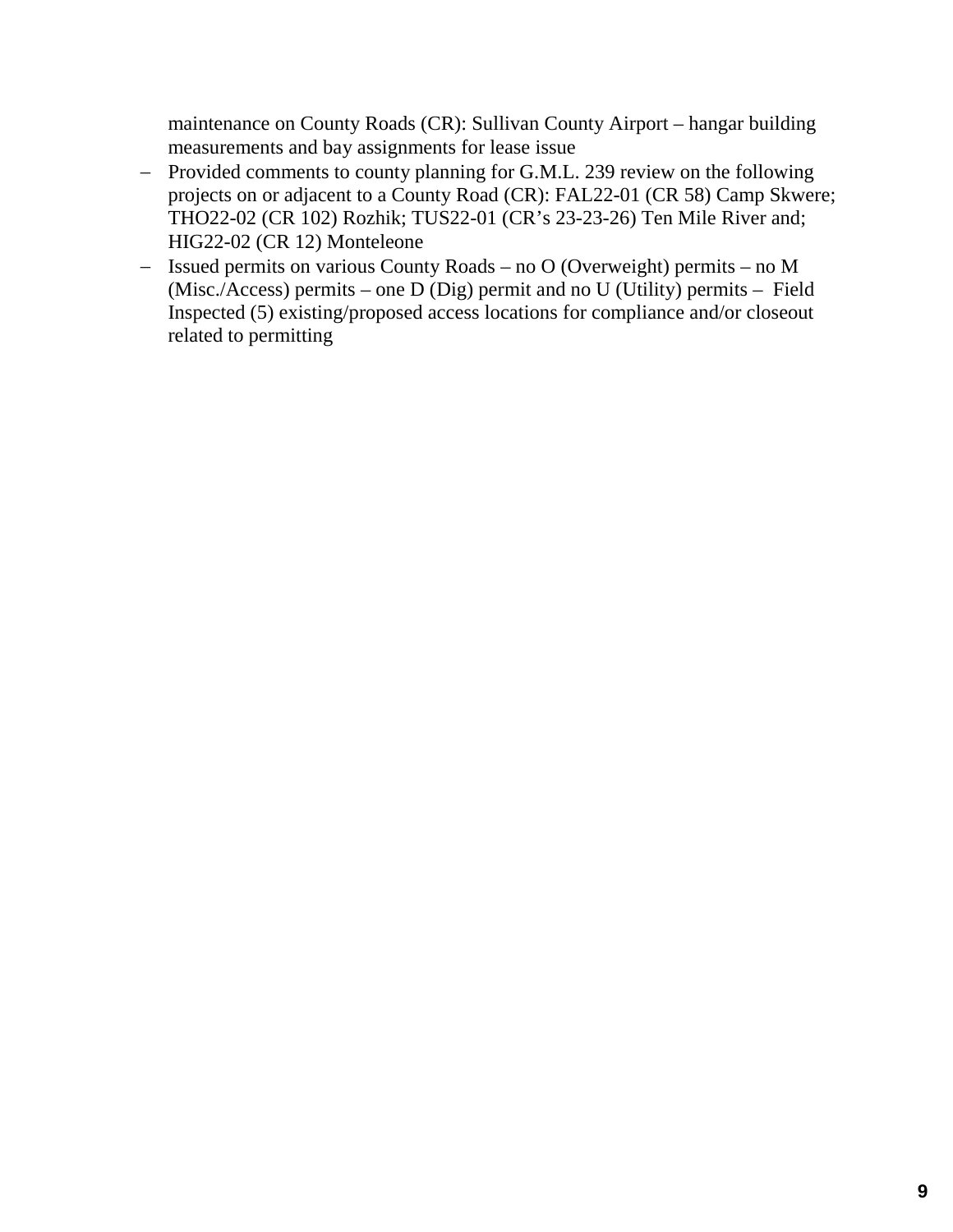maintenance on County Roads (CR): Sullivan County Airport – hangar building measurements and bay assignments for lease issue

- Provided comments to county planning for G.M.L. 239 review on the following projects on or adjacent to a County Road (CR): FAL22-01 (CR 58) Camp Skwere; THO22-02 (CR 102) Rozhik; TUS22-01 (CR's 23-23-26) Ten Mile River and; HIG22-02 (CR 12) Monteleone
- Issued permits on various County Roads – no O (Overweight) permits – no M (Misc./Access) permits – one D (Dig) permit and no U (Utility) permits – Field Inspected (5) existing/proposed access locations for compliance and/or closeout related to permitting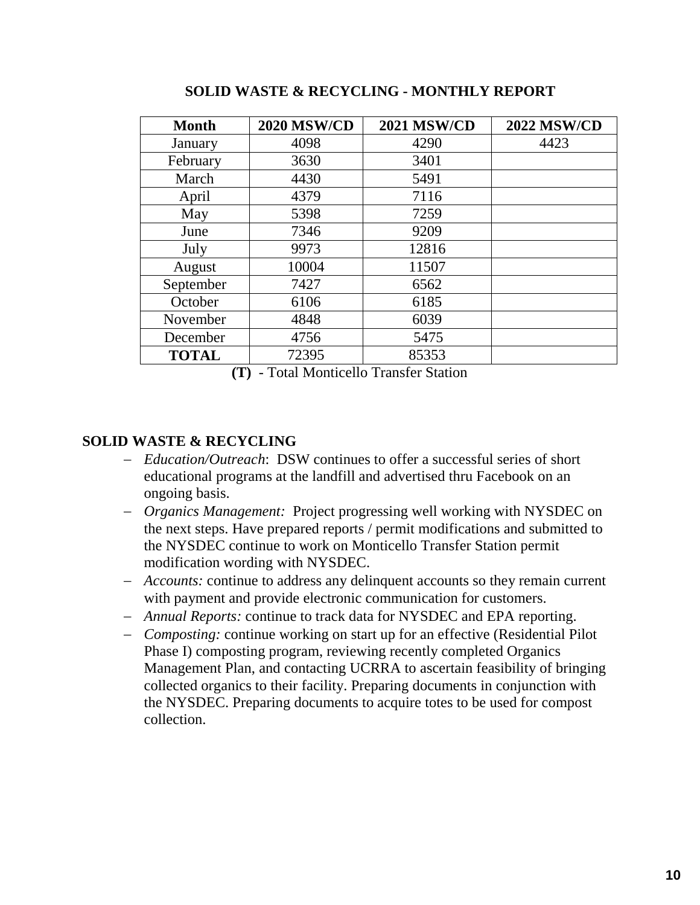## SOLID WASTE & RECYCLING - MONTHLY REPORT

| Month | 2020 MSW/CD | 2021 MSW/CD | 2022 MSW/CD |
|---|---|---|---|
| January | 4098 | 4290 | 4423 |
| February | 3630 | 3401 | |
| March | 4430 | 5491 | |
| April | 4379 | 7116 | |
| May | 5398 | 7259 | |
| June | 7346 | 9209 | |
| July | 9973 | 12816 | |
| August | 10004 | 11507 | |
| September | 7427 | 6562 | |
| October | 6106 | 6185 | |
| November | 4848 | 6039 | |
| December | 4756 | 5475 | |
| **TOTAL** | 72395 | 85353 | |

**(T)** - Total Monticello Transfer Station

## SOLID WASTE & RECYCLING

- *Education/Outreach*: DSW continues to offer a successful series of short educational programs at the landfill and advertised thru Facebook on an ongoing basis.
- *Organics Management:* Project progressing well working with NYSDEC on the next steps. Have prepared reports / permit modifications and submitted to the NYSDEC continue to work on Monticello Transfer Station permit modification wording with NYSDEC.
- *Accounts:* continue to address any delinquent accounts so they remain current with payment and provide electronic communication for customers.
- *Annual Reports:* continue to track data for NYSDEC and EPA reporting.
- *Composting:* continue working on start up for an effective (Residential Pilot Phase I) composting program, reviewing recently completed Organics Management Plan, and contacting UCRRA to ascertain feasibility of bringing collected organics to their facility. Preparing documents in conjunction with the NYSDEC. Preparing documents to acquire totes to be used for compost collection.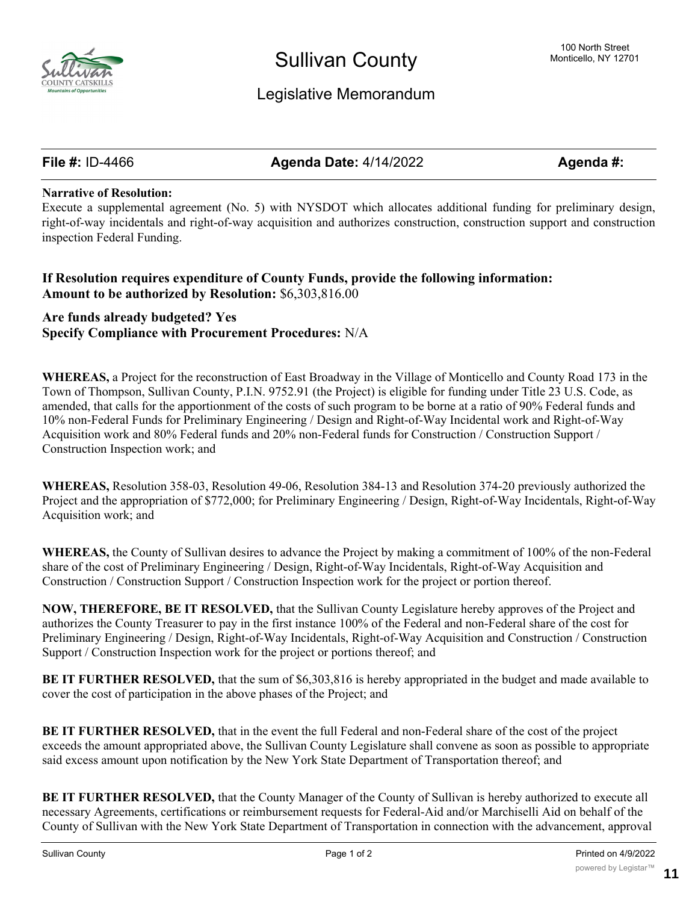# Sullivan County

100 North Street
Monticello, NY 12701

## Legislative Memorandum

**File #:** ID-4466 **Agenda Date:** 4/14/2022 **Agenda #:**

**Narrative of Resolution:**
Execute a supplemental agreement (No. 5) with NYSDOT which allocates additional funding for preliminary design, right-of-way incidentals and right-of-way acquisition and authorizes construction, construction support and construction inspection Federal Funding.

**If Resolution requires expenditure of County Funds, provide the following information:**
**Amount to be authorized by Resolution:** $6,303,816.00

**Are funds already budgeted? Yes**
**Specify Compliance with Procurement Procedures:** N/A

**WHEREAS,** a Project for the reconstruction of East Broadway in the Village of Monticello and County Road 173 in the Town of Thompson, Sullivan County, P.I.N. 9752.91 (the Project) is eligible for funding under Title 23 U.S. Code, as amended, that calls for the apportionment of the costs of such program to be borne at a ratio of 90% Federal funds and 10% non-Federal Funds for Preliminary Engineering / Design and Right-of-Way Incidental work and Right-of-Way Acquisition work and 80% Federal funds and 20% non-Federal funds for Construction / Construction Support / Construction Inspection work; and

**WHEREAS,** Resolution 358-03, Resolution 49-06, Resolution 384-13 and Resolution 374-20 previously authorized the Project and the appropriation of $772,000; for Preliminary Engineering / Design, Right-of-Way Incidentals, Right-of-Way Acquisition work; and

**WHEREAS,** the County of Sullivan desires to advance the Project by making a commitment of 100% of the non-Federal share of the cost of Preliminary Engineering / Design, Right-of-Way Incidentals, Right-of-Way Acquisition and Construction / Construction Support / Construction Inspection work for the project or portion thereof.

**NOW, THEREFORE, BE IT RESOLVED,** that the Sullivan County Legislature hereby approves of the Project and authorizes the County Treasurer to pay in the first instance 100% of the Federal and non-Federal share of the cost for Preliminary Engineering / Design, Right-of-Way Incidentals, Right-of-Way Acquisition and Construction / Construction Support / Construction Inspection work for the project or portions thereof; and

**BE IT FURTHER RESOLVED,** that the sum of $6,303,816 is hereby appropriated in the budget and made available to cover the cost of participation in the above phases of the Project; and

**BE IT FURTHER RESOLVED,** that in the event the full Federal and non-Federal share of the cost of the project exceeds the amount appropriated above, the Sullivan County Legislature shall convene as soon as possible to appropriate said excess amount upon notification by the New York State Department of Transportation thereof; and

**BE IT FURTHER RESOLVED,** that the County Manager of the County of Sullivan is hereby authorized to execute all necessary Agreements, certifications or reimbursement requests for Federal-Aid and/or Marchiselli Aid on behalf of the County of Sullivan with the New York State Department of Transportation in connection with the advancement, approval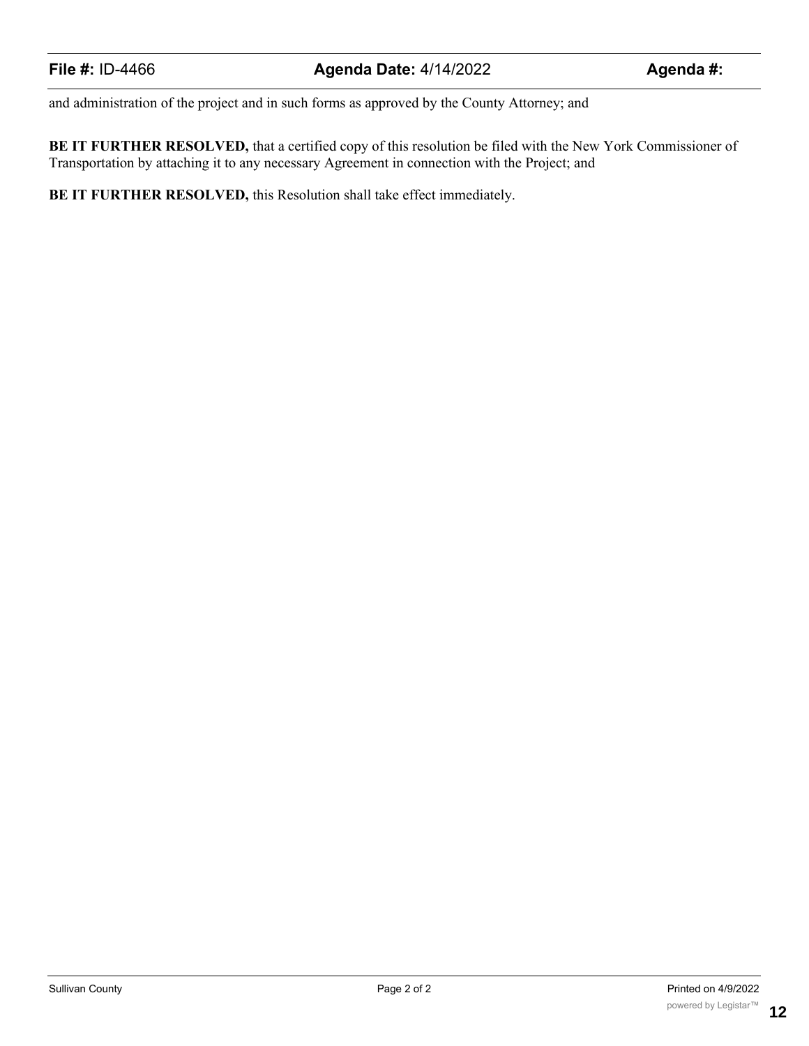and administration of the project and in such forms as approved by the County Attorney; and

**BE IT FURTHER RESOLVED,** that a certified copy of this resolution be filed with the New York Commissioner of Transportation by attaching it to any necessary Agreement in connection with the Project; and

**BE IT FURTHER RESOLVED,** this Resolution shall take effect immediately.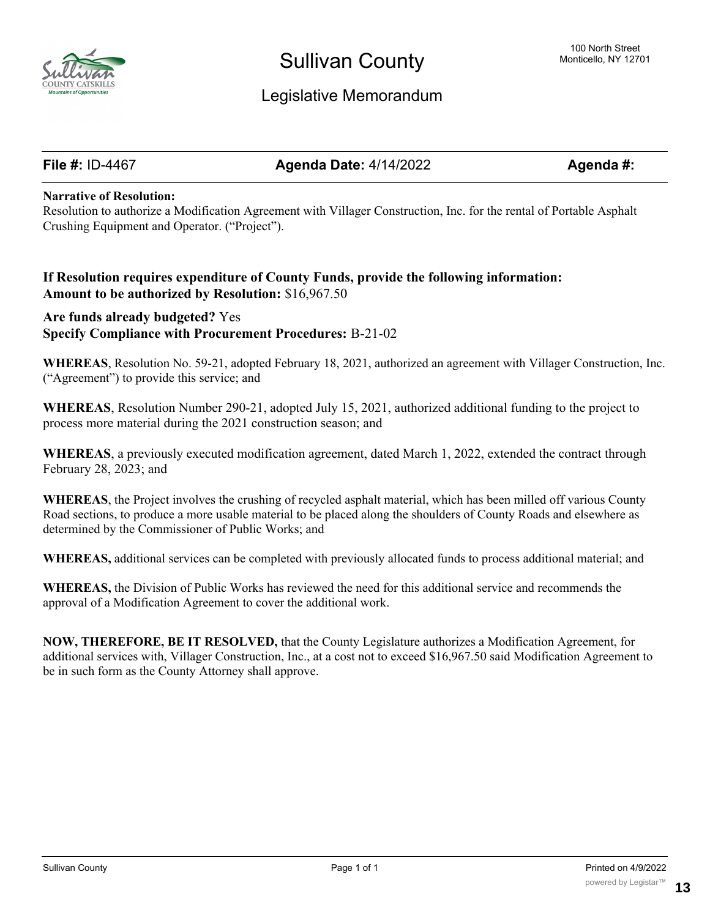# Sullivan County

100 North Street
Monticello, NY 12701

## Legislative Memorandum

**File #:** ID-4467 **Agenda Date:** 4/14/2022 **Agenda #:**

**Narrative of Resolution:**
Resolution to authorize a Modification Agreement with Villager Construction, Inc. for the rental of Portable Asphalt Crushing Equipment and Operator. ("Project").

**If Resolution requires expenditure of County Funds, provide the following information:**
**Amount to be authorized by Resolution:** $16,967.50

**Are funds already budgeted?** Yes
**Specify Compliance with Procurement Procedures:** B-21-02

**WHEREAS**, Resolution No. 59-21, adopted February 18, 2021, authorized an agreement with Villager Construction, Inc. ("Agreement") to provide this service; and

**WHEREAS**, Resolution Number 290-21, adopted July 15, 2021, authorized additional funding to the project to process more material during the 2021 construction season; and

**WHEREAS**, a previously executed modification agreement, dated March 1, 2022, extended the contract through February 28, 2023; and

**WHEREAS**, the Project involves the crushing of recycled asphalt material, which has been milled off various County Road sections, to produce a more usable material to be placed along the shoulders of County Roads and elsewhere as determined by the Commissioner of Public Works; and

**WHEREAS,** additional services can be completed with previously allocated funds to process additional material; and

**WHEREAS,** the Division of Public Works has reviewed the need for this additional service and recommends the approval of a Modification Agreement to cover the additional work.

**NOW, THEREFORE, BE IT RESOLVED,** that the County Legislature authorizes a Modification Agreement, for additional services with, Villager Construction, Inc., at a cost not to exceed $16,967.50 said Modification Agreement to be in such form as the County Attorney shall approve.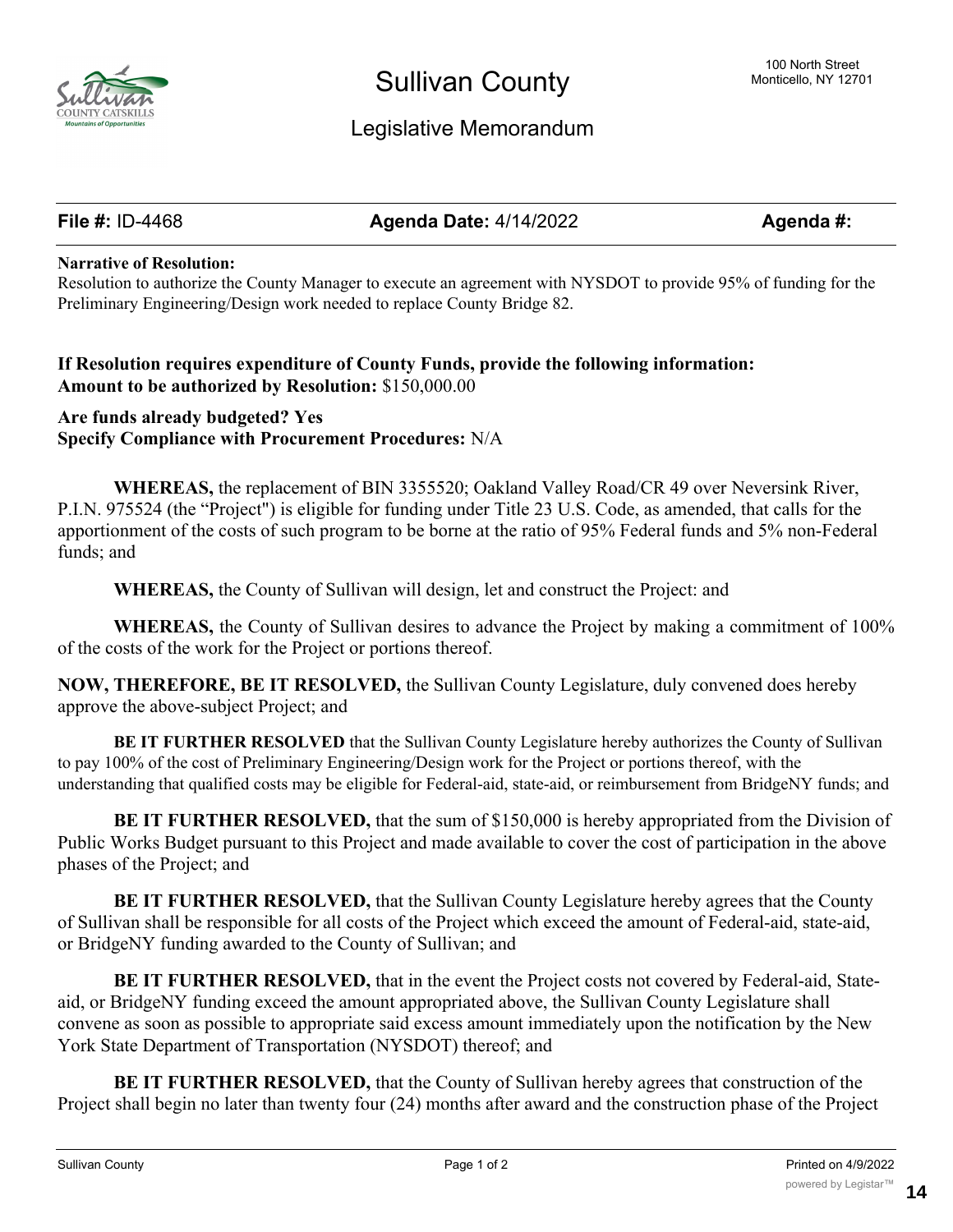# Sullivan County

100 North Street
Monticello, NY 12701

## Legislative Memorandum

| **File #:** ID-4468 | **Agenda Date:** 4/14/2022 | **Agenda #:** |
|---|---|---|

**Narrative of Resolution:**
Resolution to authorize the County Manager to execute an agreement with NYSDOT to provide 95% of funding for the Preliminary Engineering/Design work needed to replace County Bridge 82.

**If Resolution requires expenditure of County Funds, provide the following information:**
**Amount to be authorized by Resolution:** $150,000.00

**Are funds already budgeted? Yes**
**Specify Compliance with Procurement Procedures:** N/A

**WHEREAS,** the replacement of BIN 3355520; Oakland Valley Road/CR 49 over Neversink River, P.I.N. 975524 (the "Project") is eligible for funding under Title 23 U.S. Code, as amended, that calls for the apportionment of the costs of such program to be borne at the ratio of 95% Federal funds and 5% non-Federal funds; and

**WHEREAS,** the County of Sullivan will design, let and construct the Project: and

**WHEREAS,** the County of Sullivan desires to advance the Project by making a commitment of 100% of the costs of the work for the Project or portions thereof.

**NOW, THEREFORE, BE IT RESOLVED,** the Sullivan County Legislature, duly convened does hereby approve the above-subject Project; and

**BE IT FURTHER RESOLVED** that the Sullivan County Legislature hereby authorizes the County of Sullivan to pay 100% of the cost of Preliminary Engineering/Design work for the Project or portions thereof, with the understanding that qualified costs may be eligible for Federal-aid, state-aid, or reimbursement from BridgeNY funds; and

**BE IT FURTHER RESOLVED,** that the sum of $150,000 is hereby appropriated from the Division of Public Works Budget pursuant to this Project and made available to cover the cost of participation in the above phases of the Project; and

**BE IT FURTHER RESOLVED,** that the Sullivan County Legislature hereby agrees that the County of Sullivan shall be responsible for all costs of the Project which exceed the amount of Federal-aid, state-aid, or BridgeNY funding awarded to the County of Sullivan; and

**BE IT FURTHER RESOLVED,** that in the event the Project costs not covered by Federal-aid, State-aid, or BridgeNY funding exceed the amount appropriated above, the Sullivan County Legislature shall convene as soon as possible to appropriate said excess amount immediately upon the notification by the New York State Department of Transportation (NYSDOT) thereof; and

**BE IT FURTHER RESOLVED,** that the County of Sullivan hereby agrees that construction of the Project shall begin no later than twenty four (24) months after award and the construction phase of the Project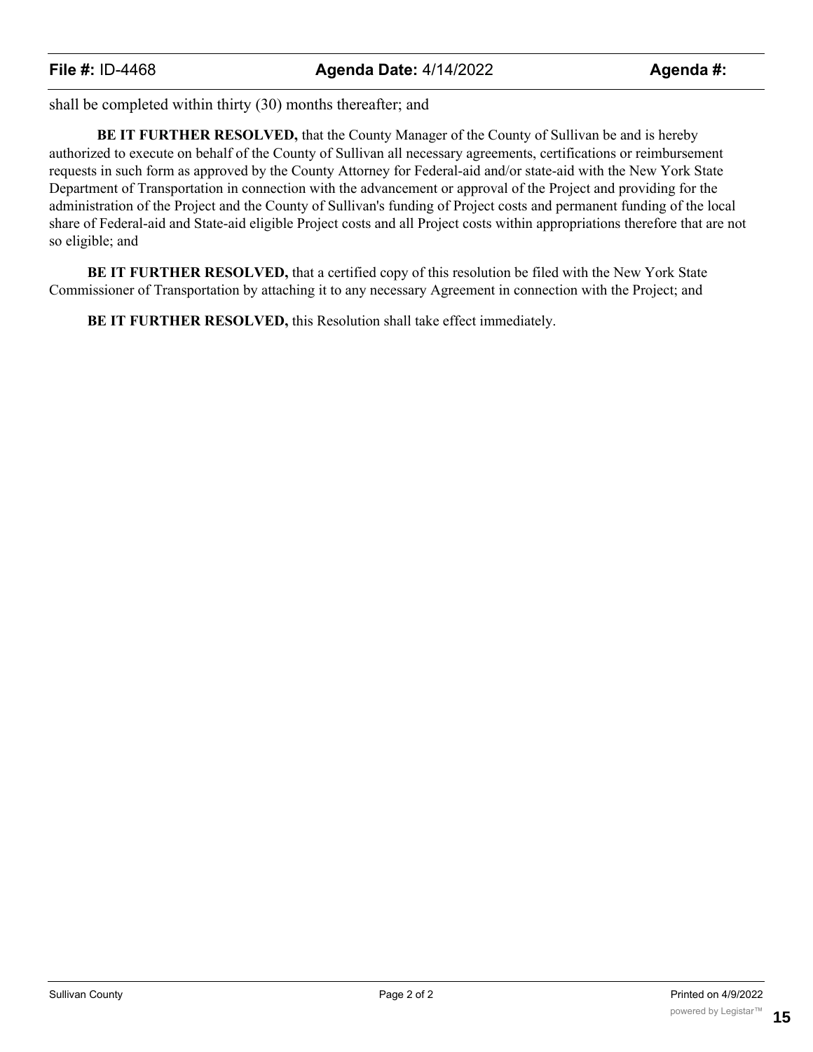shall be completed within thirty (30) months thereafter; and

**BE IT FURTHER RESOLVED,** that the County Manager of the County of Sullivan be and is hereby authorized to execute on behalf of the County of Sullivan all necessary agreements, certifications or reimbursement requests in such form as approved by the County Attorney for Federal-aid and/or state-aid with the New York State Department of Transportation in connection with the advancement or approval of the Project and providing for the administration of the Project and the County of Sullivan's funding of Project costs and permanent funding of the local share of Federal-aid and State-aid eligible Project costs and all Project costs within appropriations therefore that are not so eligible; and

**BE IT FURTHER RESOLVED,** that a certified copy of this resolution be filed with the New York State Commissioner of Transportation by attaching it to any necessary Agreement in connection with the Project; and

**BE IT FURTHER RESOLVED,** this Resolution shall take effect immediately.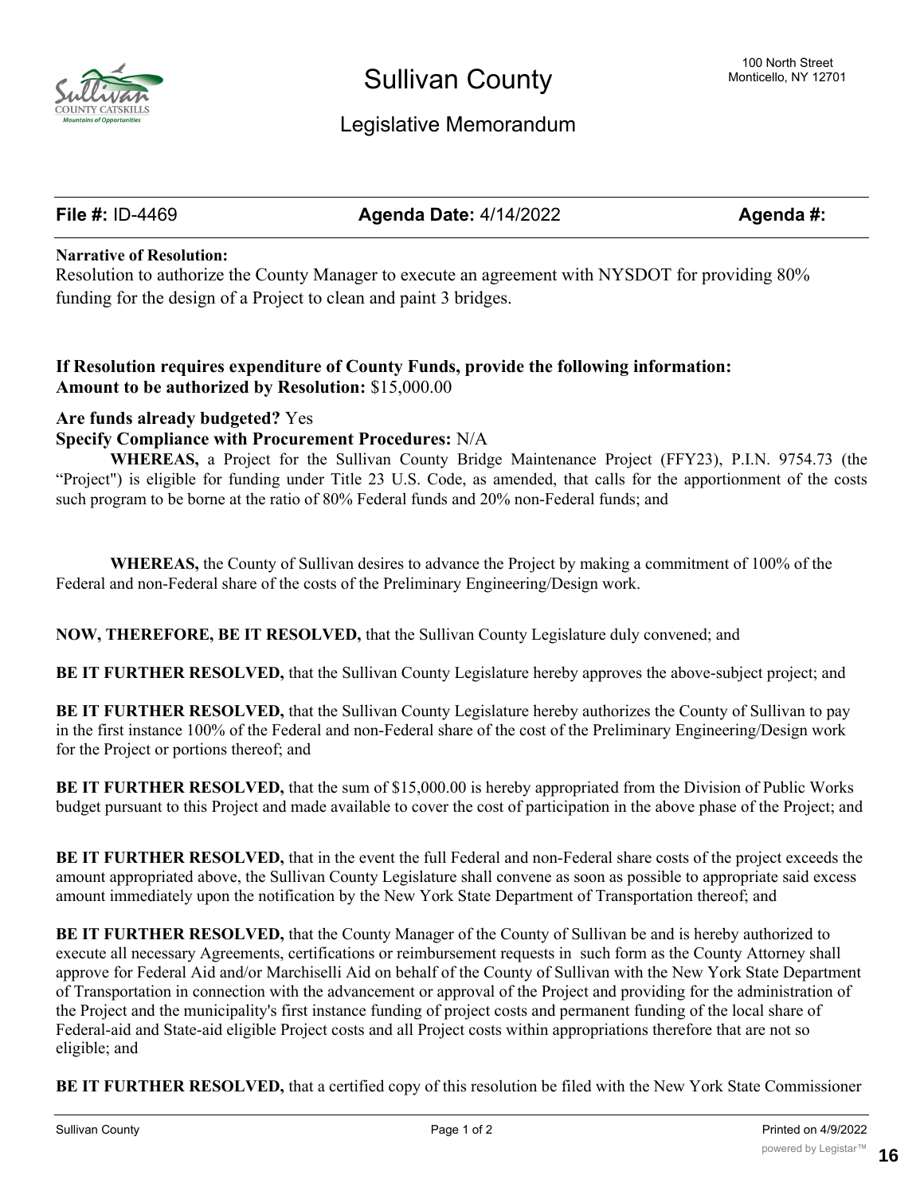# Sullivan County

100 North Street
Monticello, NY 12701

## Legislative Memorandum

| **File #:** ID-4469 | **Agenda Date:** 4/14/2022 | **Agenda #:** |
|---|---|---|

**Narrative of Resolution:**

Resolution to authorize the County Manager to execute an agreement with NYSDOT for providing 80% funding for the design of a Project to clean and paint 3 bridges.

**If Resolution requires expenditure of County Funds, provide the following information:**
**Amount to be authorized by Resolution:** $15,000.00

**Are funds already budgeted?** Yes
**Specify Compliance with Procurement Procedures:** N/A

**WHEREAS,** a Project for the Sullivan County Bridge Maintenance Project (FFY23), P.I.N. 9754.73 (the "Project") is eligible for funding under Title 23 U.S. Code, as amended, that calls for the apportionment of the costs such program to be borne at the ratio of 80% Federal funds and 20% non-Federal funds; and

**WHEREAS,** the County of Sullivan desires to advance the Project by making a commitment of 100% of the Federal and non-Federal share of the costs of the Preliminary Engineering/Design work.

**NOW, THEREFORE, BE IT RESOLVED,** that the Sullivan County Legislature duly convened; and

**BE IT FURTHER RESOLVED,** that the Sullivan County Legislature hereby approves the above-subject project; and

**BE IT FURTHER RESOLVED,** that the Sullivan County Legislature hereby authorizes the County of Sullivan to pay in the first instance 100% of the Federal and non-Federal share of the cost of the Preliminary Engineering/Design work for the Project or portions thereof; and

**BE IT FURTHER RESOLVED,** that the sum of $15,000.00 is hereby appropriated from the Division of Public Works budget pursuant to this Project and made available to cover the cost of participation in the above phase of the Project; and

**BE IT FURTHER RESOLVED,** that in the event the full Federal and non-Federal share costs of the project exceeds the amount appropriated above, the Sullivan County Legislature shall convene as soon as possible to appropriate said excess amount immediately upon the notification by the New York State Department of Transportation thereof; and

**BE IT FURTHER RESOLVED,** that the County Manager of the County of Sullivan be and is hereby authorized to execute all necessary Agreements, certifications or reimbursement requests in such form as the County Attorney shall approve for Federal Aid and/or Marchiselli Aid on behalf of the County of Sullivan with the New York State Department of Transportation in connection with the advancement or approval of the Project and providing for the administration of the Project and the municipality's first instance funding of project costs and permanent funding of the local share of Federal-aid and State-aid eligible Project costs and all Project costs within appropriations therefore that are not so eligible; and

**BE IT FURTHER RESOLVED,** that a certified copy of this resolution be filed with the New York State Commissioner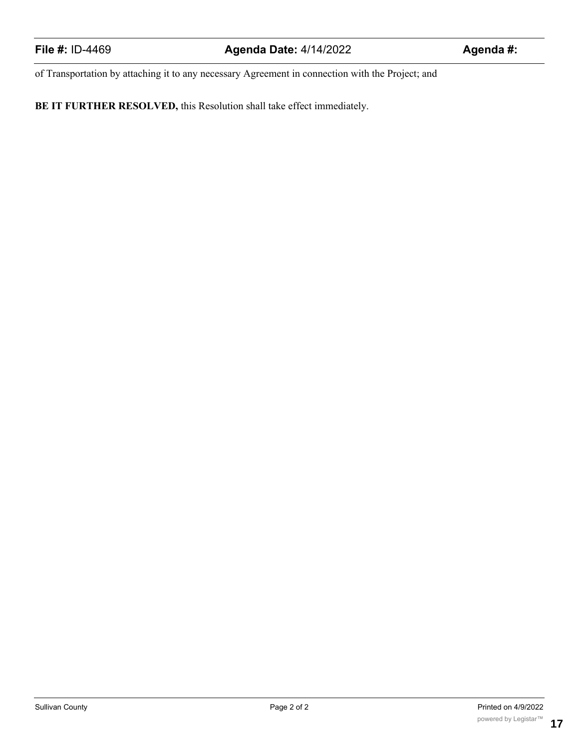of Transportation by attaching it to any necessary Agreement in connection with the Project; and

**BE IT FURTHER RESOLVED,** this Resolution shall take effect immediately.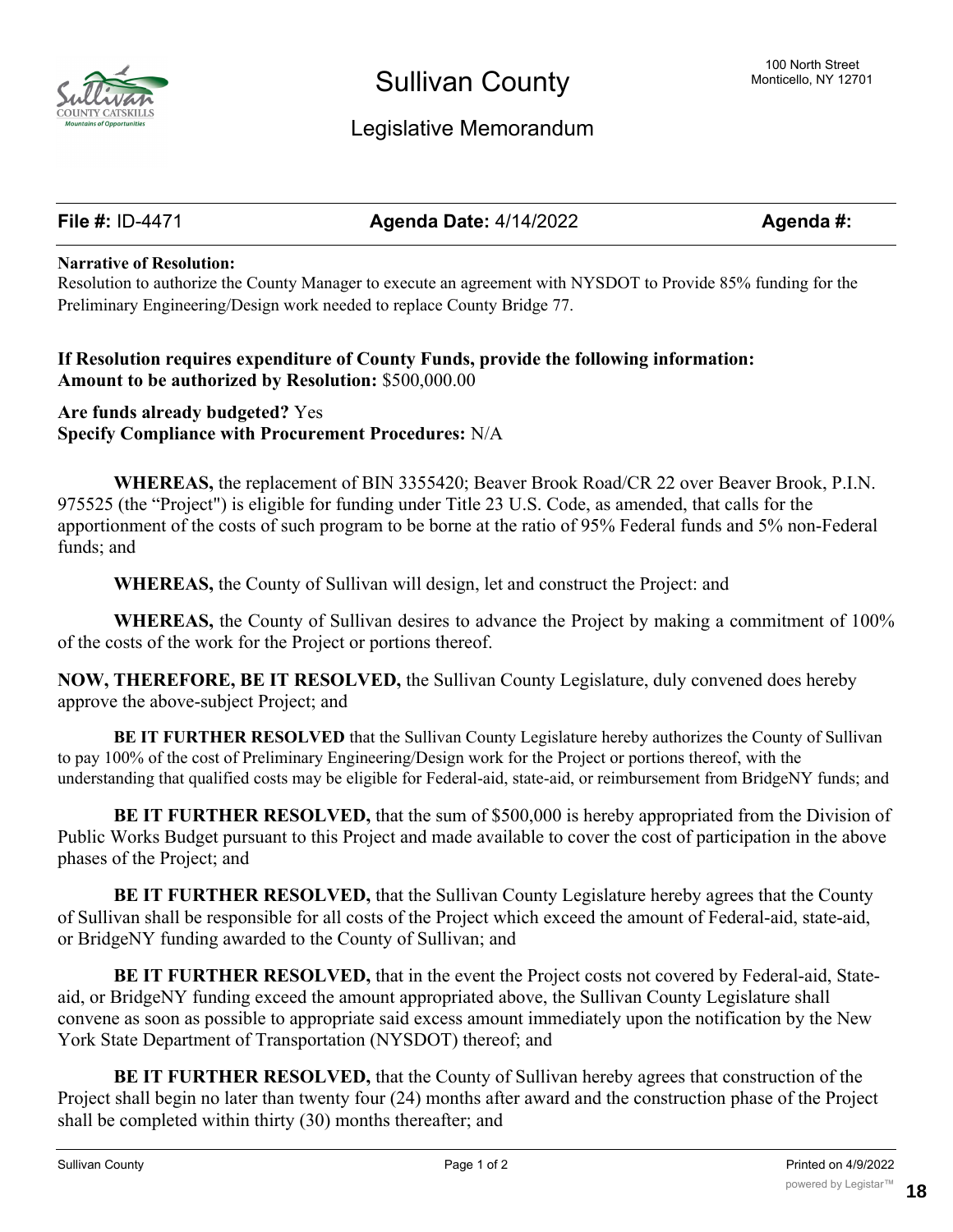# Sullivan County

100 North Street
Monticello, NY 12701

## Legislative Memorandum

**File #:** ID-4471 **Agenda Date:** 4/14/2022 **Agenda #:**

**Narrative of Resolution:**
Resolution to authorize the County Manager to execute an agreement with NYSDOT to Provide 85% funding for the Preliminary Engineering/Design work needed to replace County Bridge 77.

**If Resolution requires expenditure of County Funds, provide the following information:**
**Amount to be authorized by Resolution:** $500,000.00

**Are funds already budgeted?** Yes
**Specify Compliance with Procurement Procedures:** N/A

**WHEREAS,** the replacement of BIN 3355420; Beaver Brook Road/CR 22 over Beaver Brook, P.I.N. 975525 (the "Project") is eligible for funding under Title 23 U.S. Code, as amended, that calls for the apportionment of the costs of such program to be borne at the ratio of 95% Federal funds and 5% non-Federal funds; and

**WHEREAS,** the County of Sullivan will design, let and construct the Project: and

**WHEREAS,** the County of Sullivan desires to advance the Project by making a commitment of 100% of the costs of the work for the Project or portions thereof.

**NOW, THEREFORE, BE IT RESOLVED,** the Sullivan County Legislature, duly convened does hereby approve the above-subject Project; and

**BE IT FURTHER RESOLVED** that the Sullivan County Legislature hereby authorizes the County of Sullivan to pay 100% of the cost of Preliminary Engineering/Design work for the Project or portions thereof, with the understanding that qualified costs may be eligible for Federal-aid, state-aid, or reimbursement from BridgeNY funds; and

**BE IT FURTHER RESOLVED,** that the sum of $500,000 is hereby appropriated from the Division of Public Works Budget pursuant to this Project and made available to cover the cost of participation in the above phases of the Project; and

**BE IT FURTHER RESOLVED,** that the Sullivan County Legislature hereby agrees that the County of Sullivan shall be responsible for all costs of the Project which exceed the amount of Federal-aid, state-aid, or BridgeNY funding awarded to the County of Sullivan; and

**BE IT FURTHER RESOLVED,** that in the event the Project costs not covered by Federal-aid, State-aid, or BridgeNY funding exceed the amount appropriated above, the Sullivan County Legislature shall convene as soon as possible to appropriate said excess amount immediately upon the notification by the New York State Department of Transportation (NYSDOT) thereof; and

**BE IT FURTHER RESOLVED,** that the County of Sullivan hereby agrees that construction of the Project shall begin no later than twenty four (24) months after award and the construction phase of the Project shall be completed within thirty (30) months thereafter; and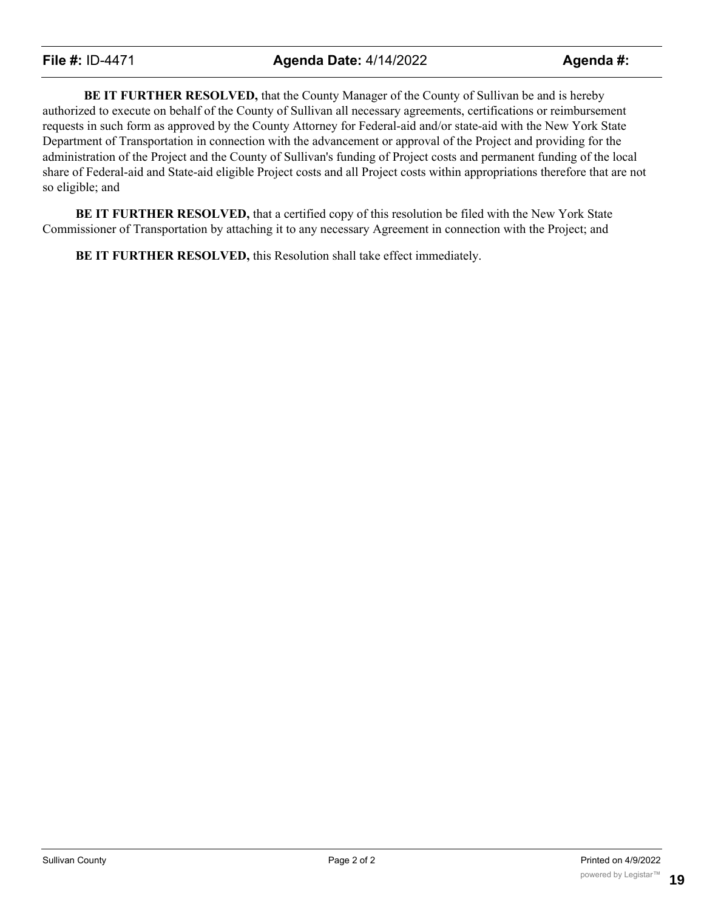**BE IT FURTHER RESOLVED,** that the County Manager of the County of Sullivan be and is hereby authorized to execute on behalf of the County of Sullivan all necessary agreements, certifications or reimbursement requests in such form as approved by the County Attorney for Federal-aid and/or state-aid with the New York State Department of Transportation in connection with the advancement or approval of the Project and providing for the administration of the Project and the County of Sullivan's funding of Project costs and permanent funding of the local share of Federal-aid and State-aid eligible Project costs and all Project costs within appropriations therefore that are not so eligible; and

**BE IT FURTHER RESOLVED,** that a certified copy of this resolution be filed with the New York State Commissioner of Transportation by attaching it to any necessary Agreement in connection with the Project; and

**BE IT FURTHER RESOLVED,** this Resolution shall take effect immediately.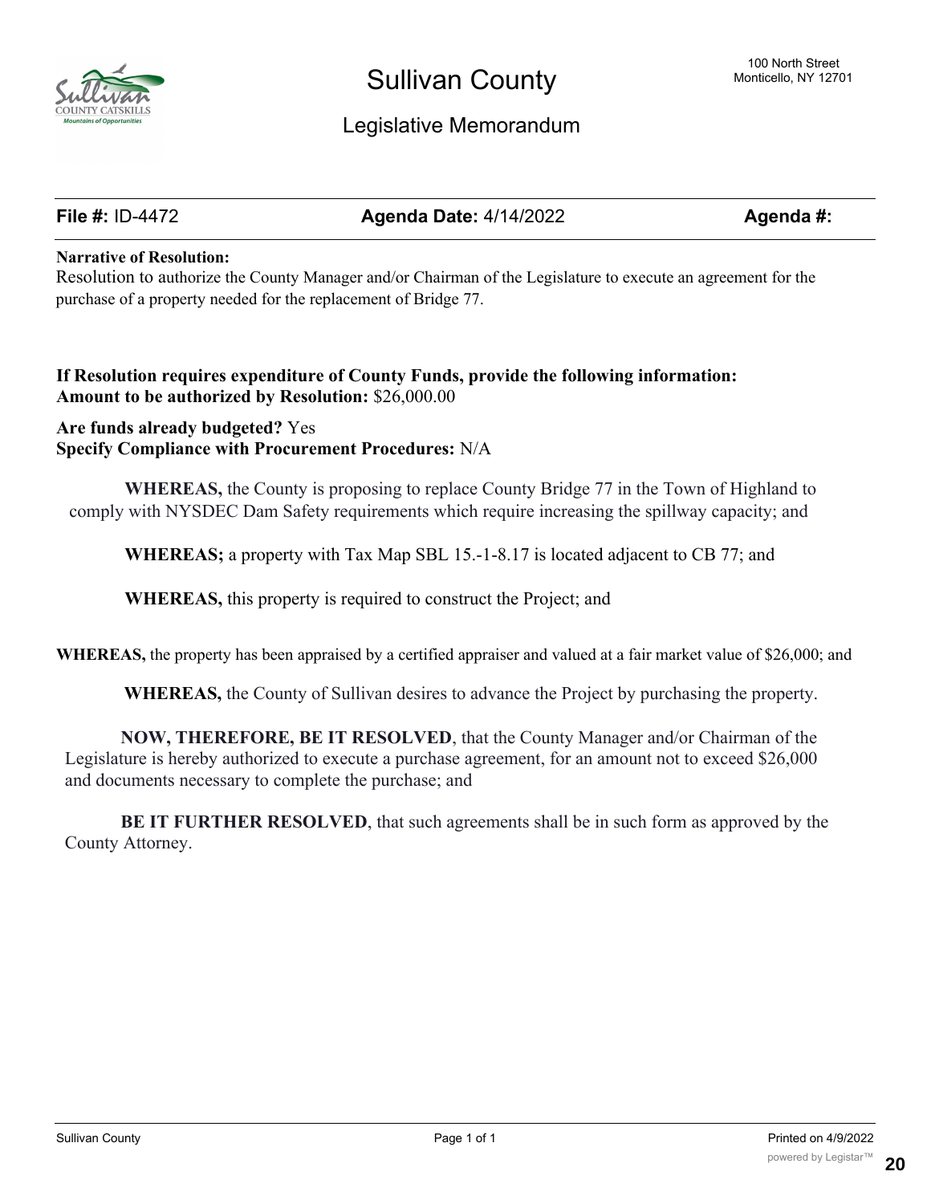# Sullivan County

100 North Street
Monticello, NY 12701

## Legislative Memorandum

| **File #:** ID-4472 | **Agenda Date:** 4/14/2022 | **Agenda #:** |
|---|---|---|

**Narrative of Resolution:**
Resolution to authorize the County Manager and/or Chairman of the Legislature to execute an agreement for the purchase of a property needed for the replacement of Bridge 77.

**If Resolution requires expenditure of County Funds, provide the following information:**
**Amount to be authorized by Resolution:** $26,000.00

**Are funds already budgeted?** Yes
**Specify Compliance with Procurement Procedures:** N/A

**WHEREAS,** the County is proposing to replace County Bridge 77 in the Town of Highland to comply with NYSDEC Dam Safety requirements which require increasing the spillway capacity; and

**WHEREAS;** a property with Tax Map SBL 15.-1-8.17 is located adjacent to CB 77; and

**WHEREAS,** this property is required to construct the Project; and

**WHEREAS,** the property has been appraised by a certified appraiser and valued at a fair market value of $26,000; and

**WHEREAS,** the County of Sullivan desires to advance the Project by purchasing the property.

**NOW, THEREFORE, BE IT RESOLVED**, that the County Manager and/or Chairman of the Legislature is hereby authorized to execute a purchase agreement, for an amount not to exceed $26,000 and documents necessary to complete the purchase; and

**BE IT FURTHER RESOLVED**, that such agreements shall be in such form as approved by the County Attorney.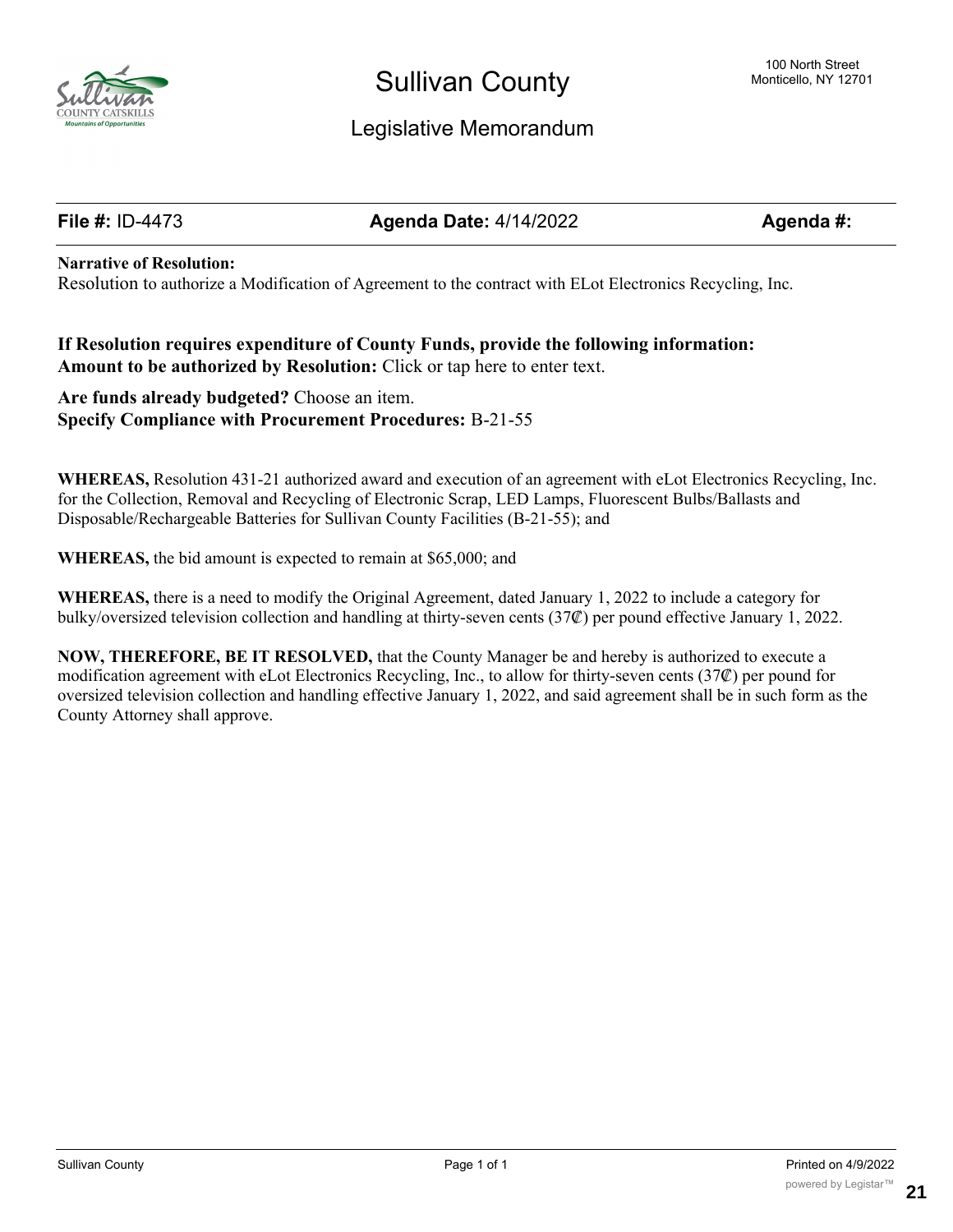# Sullivan County

100 North Street
Monticello, NY 12701

## Legislative Memorandum

**File #:** ID-4473 **Agenda Date:** 4/14/2022 **Agenda #:**

**Narrative of Resolution:**
Resolution to authorize a Modification of Agreement to the contract with ELot Electronics Recycling, Inc.

**If Resolution requires expenditure of County Funds, provide the following information:**
**Amount to be authorized by Resolution:** Click or tap here to enter text.

**Are funds already budgeted?** Choose an item.
**Specify Compliance with Procurement Procedures:** B-21-55

**WHEREAS,** Resolution 431-21 authorized award and execution of an agreement with eLot Electronics Recycling, Inc. for the Collection, Removal and Recycling of Electronic Scrap, LED Lamps, Fluorescent Bulbs/Ballasts and Disposable/Rechargeable Batteries for Sullivan County Facilities (B-21-55); and

**WHEREAS,** the bid amount is expected to remain at $65,000; and

**WHEREAS,** there is a need to modify the Original Agreement, dated January 1, 2022 to include a category for bulky/oversized television collection and handling at thirty-seven cents (37₡) per pound effective January 1, 2022.

**NOW, THEREFORE, BE IT RESOLVED,** that the County Manager be and hereby is authorized to execute a modification agreement with eLot Electronics Recycling, Inc., to allow for thirty-seven cents (37₡) per pound for oversized television collection and handling effective January 1, 2022, and said agreement shall be in such form as the County Attorney shall approve.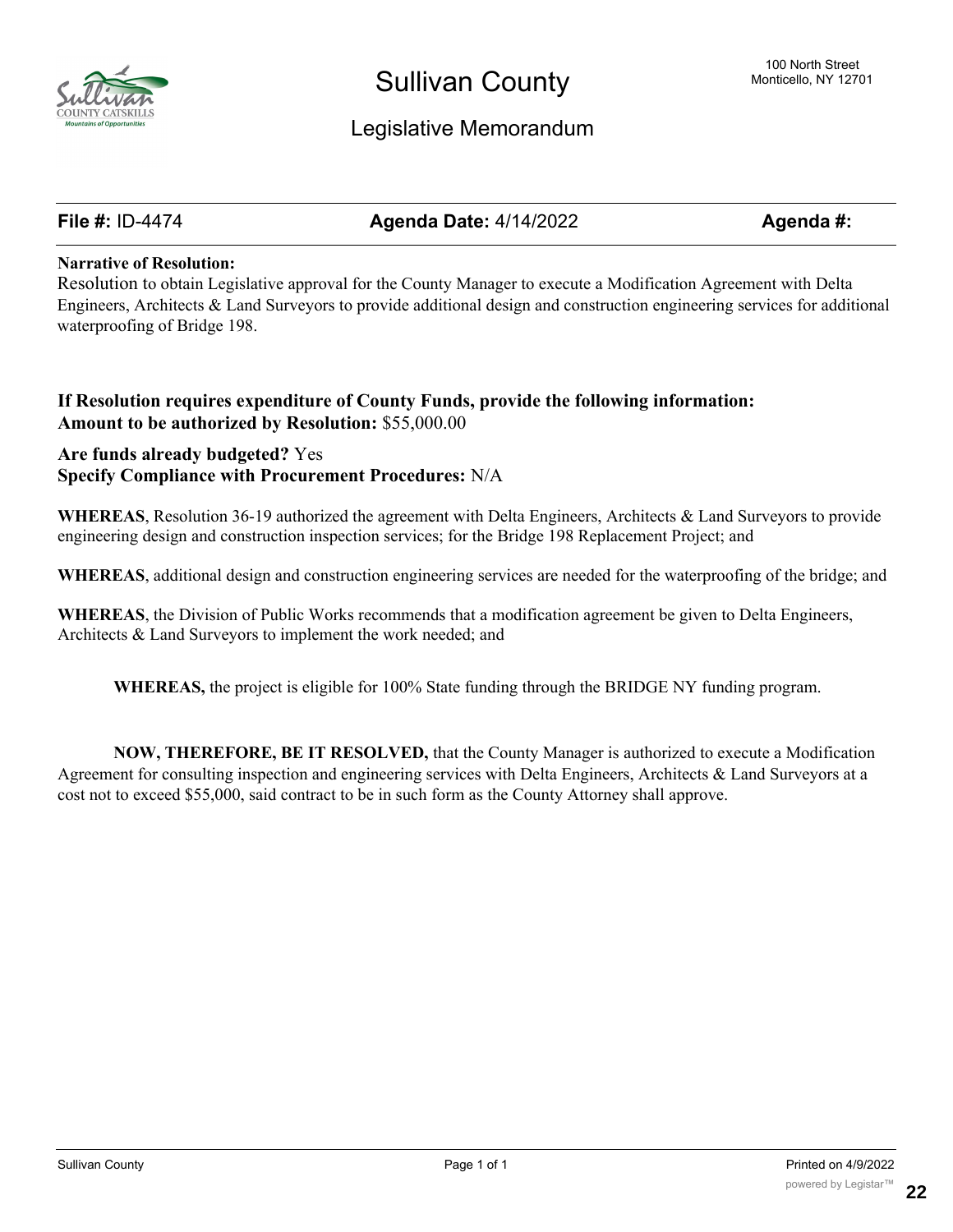# Sullivan County

100 North Street
Monticello, NY 12701

## Legislative Memorandum

**File #:** ID-4474 **Agenda Date:** 4/14/2022 **Agenda #:**

**Narrative of Resolution:**
Resolution to obtain Legislative approval for the County Manager to execute a Modification Agreement with Delta Engineers, Architects & Land Surveyors to provide additional design and construction engineering services for additional waterproofing of Bridge 198.

**If Resolution requires expenditure of County Funds, provide the following information:**
**Amount to be authorized by Resolution:** $55,000.00

**Are funds already budgeted?** Yes
**Specify Compliance with Procurement Procedures:** N/A

**WHEREAS**, Resolution 36-19 authorized the agreement with Delta Engineers, Architects & Land Surveyors to provide engineering design and construction inspection services; for the Bridge 198 Replacement Project; and

**WHEREAS**, additional design and construction engineering services are needed for the waterproofing of the bridge; and

**WHEREAS**, the Division of Public Works recommends that a modification agreement be given to Delta Engineers, Architects & Land Surveyors to implement the work needed; and

**WHEREAS,** the project is eligible for 100% State funding through the BRIDGE NY funding program.

**NOW, THEREFORE, BE IT RESOLVED,** that the County Manager is authorized to execute a Modification Agreement for consulting inspection and engineering services with Delta Engineers, Architects & Land Surveyors at a cost not to exceed $55,000, said contract to be in such form as the County Attorney shall approve.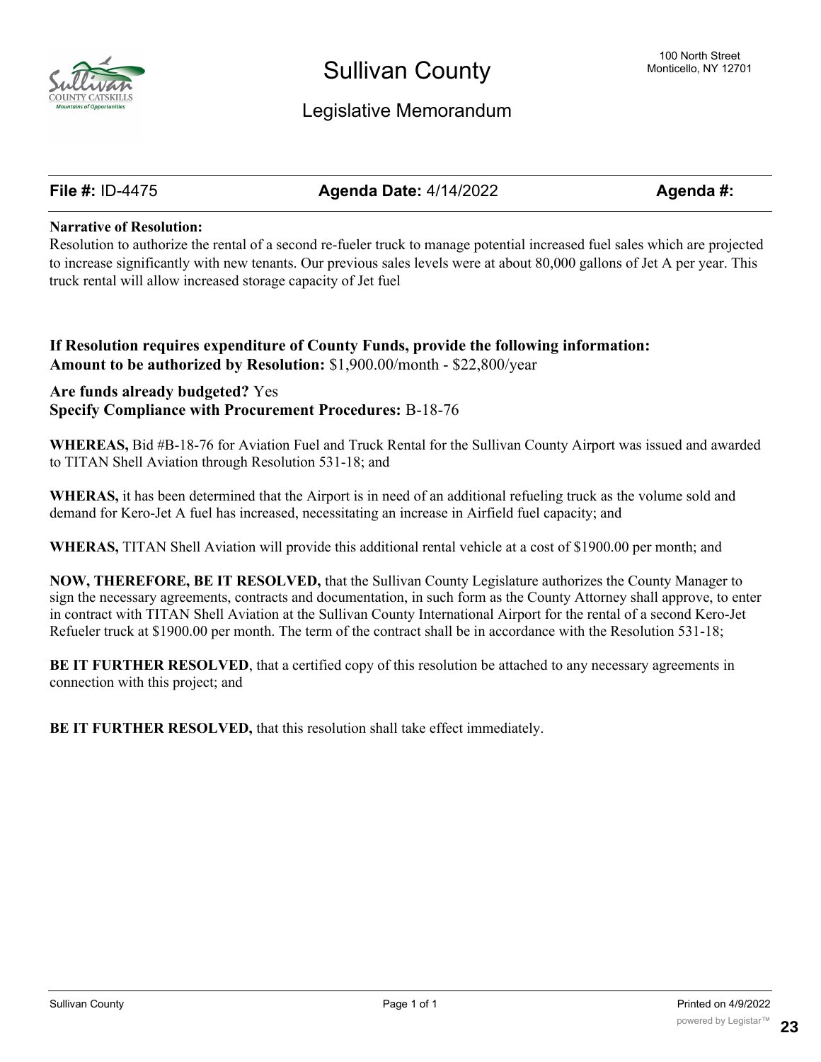# Sullivan County

100 North Street
Monticello, NY 12701

## Legislative Memorandum

**File #:** ID-4475 **Agenda Date:** 4/14/2022 **Agenda #:**

**Narrative of Resolution:**
Resolution to authorize the rental of a second re-fueler truck to manage potential increased fuel sales which are projected to increase significantly with new tenants. Our previous sales levels were at about 80,000 gallons of Jet A per year. This truck rental will allow increased storage capacity of Jet fuel

**If Resolution requires expenditure of County Funds, provide the following information:**
**Amount to be authorized by Resolution:** $1,900.00/month - $22,800/year

**Are funds already budgeted?** Yes
**Specify Compliance with Procurement Procedures:** B-18-76

**WHEREAS,** Bid #B-18-76 for Aviation Fuel and Truck Rental for the Sullivan County Airport was issued and awarded to TITAN Shell Aviation through Resolution 531-18; and

**WHERAS,** it has been determined that the Airport is in need of an additional refueling truck as the volume sold and demand for Kero-Jet A fuel has increased, necessitating an increase in Airfield fuel capacity; and

**WHERAS,** TITAN Shell Aviation will provide this additional rental vehicle at a cost of $1900.00 per month; and

**NOW, THEREFORE, BE IT RESOLVED,** that the Sullivan County Legislature authorizes the County Manager to sign the necessary agreements, contracts and documentation, in such form as the County Attorney shall approve, to enter in contract with TITAN Shell Aviation at the Sullivan County International Airport for the rental of a second Kero-Jet Refueler truck at $1900.00 per month. The term of the contract shall be in accordance with the Resolution 531-18;

**BE IT FURTHER RESOLVED**, that a certified copy of this resolution be attached to any necessary agreements in connection with this project; and

**BE IT FURTHER RESOLVED,** that this resolution shall take effect immediately.